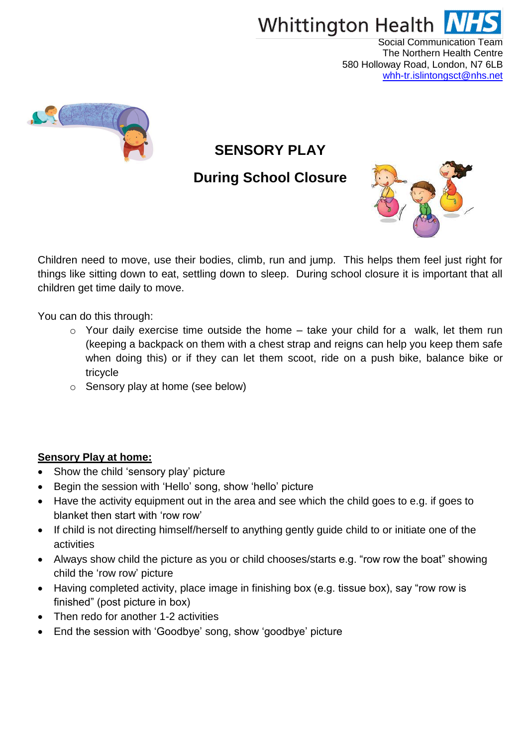Whittington Health NHS

Social Communication Team
The Northern Health Centre
580 Holloway Road, London, N7 6LB
whh-tr.islintongsct@nhs.net

# SENSORY PLAY

## During School Closure

Children need to move, use their bodies, climb, run and jump. This helps them feel just right for things like sitting down to eat, settling down to sleep. During school closure it is important that all children get time daily to move.

You can do this through:

- Your daily exercise time outside the home – take your child for a walk, let them run (keeping a backpack on them with a chest strap and reigns can help you keep them safe when doing this) or if they can let them scoot, ride on a push bike, balance bike or tricycle
- Sensory play at home (see below)

**<u>Sensory Play at home:</u>**

- Show the child 'sensory play' picture
- Begin the session with 'Hello' song, show 'hello' picture
- Have the activity equipment out in the area and see which the child goes to e.g. if goes to blanket then start with 'row row'
- If child is not directing himself/herself to anything gently guide child to or initiate one of the activities
- Always show child the picture as you or child chooses/starts e.g. "row row the boat" showing child the 'row row' picture
- Having completed activity, place image in finishing box (e.g. tissue box), say "row row is finished" (post picture in box)
- Then redo for another 1-2 activities
- End the session with 'Goodbye' song, show 'goodbye' picture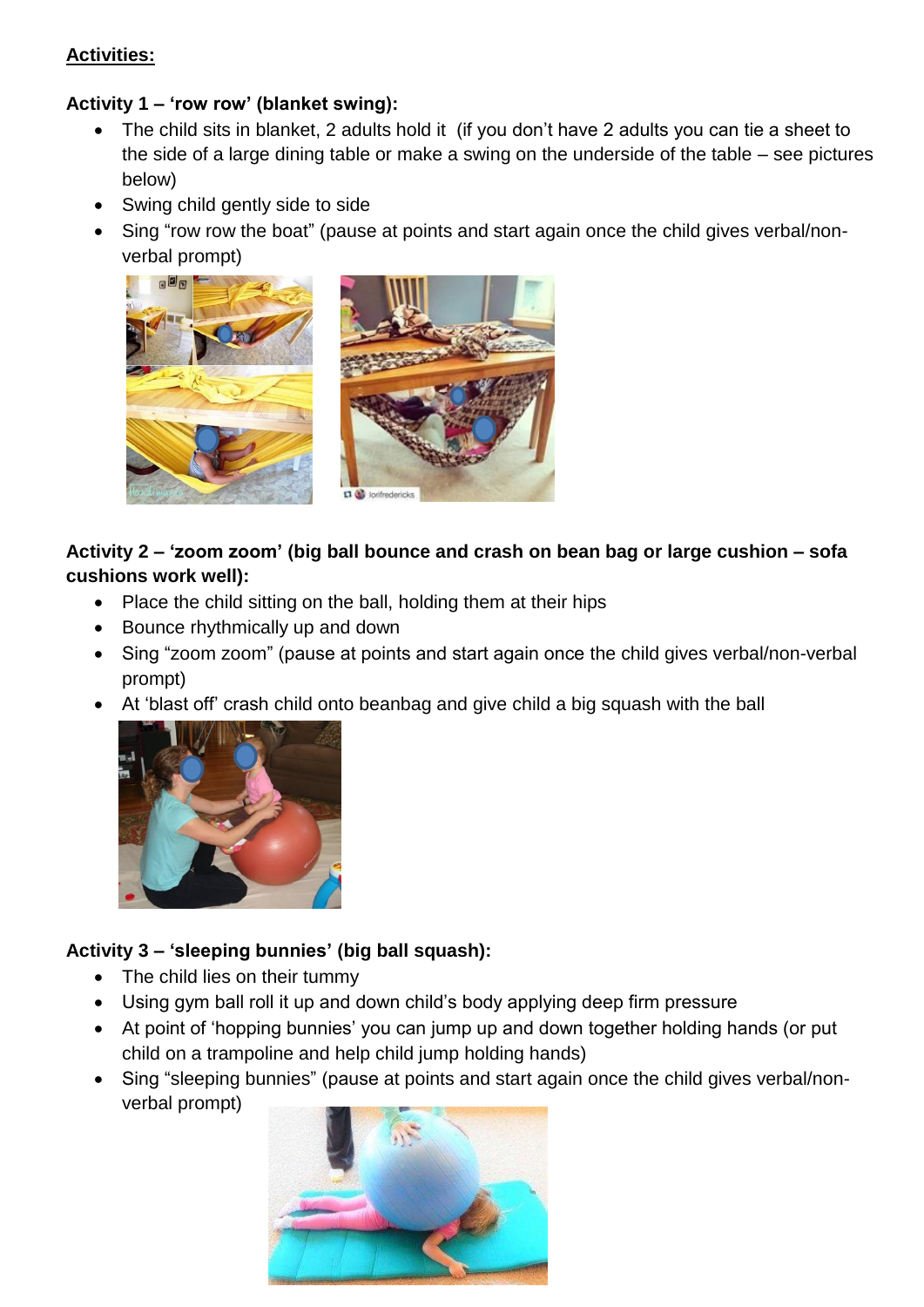**Activities:**

**Activity 1 – 'row row' (blanket swing):**

- The child sits in blanket, 2 adults hold it  (if you don't have 2 adults you can tie a sheet to the side of a large dining table or make a swing on the underside of the table – see pictures below)
- Swing child gently side to side
- Sing "row row the boat" (pause at points and start again once the child gives verbal/non-verbal prompt)

**Activity 2 – 'zoom zoom' (big ball bounce and crash on bean bag or large cushion – sofa cushions work well):**

- Place the child sitting on the ball, holding them at their hips
- Bounce rhythmically up and down
- Sing "zoom zoom" (pause at points and start again once the child gives verbal/non-verbal prompt)
- At 'blast off' crash child onto beanbag and give child a big squash with the ball

**Activity 3 – 'sleeping bunnies' (big ball squash):**

- The child lies on their tummy
- Using gym ball roll it up and down child's body applying deep firm pressure
- At point of 'hopping bunnies' you can jump up and down together holding hands (or put child on a trampoline and help child jump holding hands)
- Sing "sleeping bunnies" (pause at points and start again once the child gives verbal/non-verbal prompt)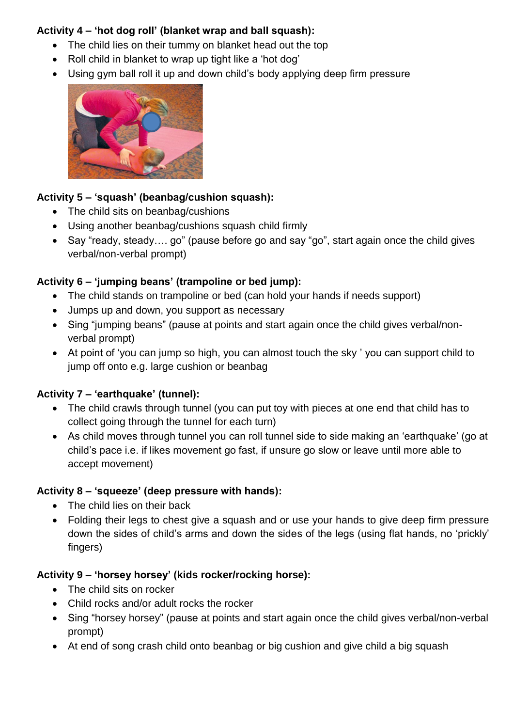**Activity 4 – 'hot dog roll' (blanket wrap and ball squash):**

- The child lies on their tummy on blanket head out the top
- Roll child in blanket to wrap up tight like a 'hot dog'
- Using gym ball roll it up and down child's body applying deep firm pressure

**Activity 5 – 'squash' (beanbag/cushion squash):**

- The child sits on beanbag/cushions
- Using another beanbag/cushions squash child firmly
- Say "ready, steady…. go" (pause before go and say "go", start again once the child gives verbal/non-verbal prompt)

**Activity 6 – 'jumping beans' (trampoline or bed jump):**

- The child stands on trampoline or bed (can hold your hands if needs support)
- Jumps up and down, you support as necessary
- Sing "jumping beans" (pause at points and start again once the child gives verbal/non-verbal prompt)
- At point of 'you can jump so high, you can almost touch the sky ' you can support child to jump off onto e.g. large cushion or beanbag

**Activity 7 – 'earthquake' (tunnel):**

- The child crawls through tunnel (you can put toy with pieces at one end that child has to collect going through the tunnel for each turn)
- As child moves through tunnel you can roll tunnel side to side making an 'earthquake' (go at child's pace i.e. if likes movement go fast, if unsure go slow or leave until more able to accept movement)

**Activity 8 – 'squeeze' (deep pressure with hands):**

- The child lies on their back
- Folding their legs to chest give a squash and or use your hands to give deep firm pressure down the sides of child's arms and down the sides of the legs (using flat hands, no 'prickly' fingers)

**Activity 9 – 'horsey horsey' (kids rocker/rocking horse):**

- The child sits on rocker
- Child rocks and/or adult rocks the rocker
- Sing "horsey horsey" (pause at points and start again once the child gives verbal/non-verbal prompt)
- At end of song crash child onto beanbag or big cushion and give child a big squash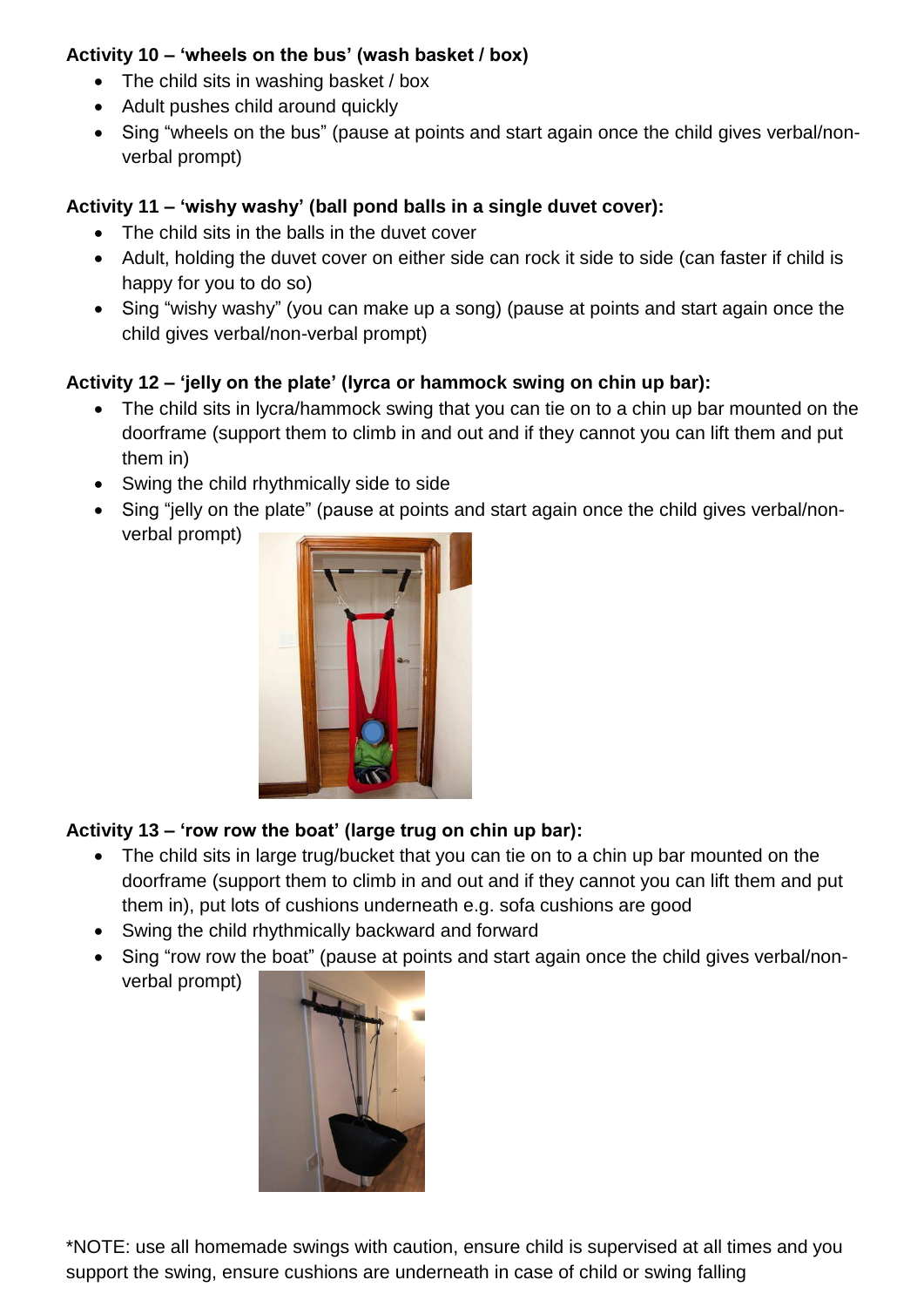**Activity 10 – 'wheels on the bus' (wash basket / box)**

- The child sits in washing basket / box
- Adult pushes child around quickly
- Sing "wheels on the bus" (pause at points and start again once the child gives verbal/non-verbal prompt)

**Activity 11 – 'wishy washy' (ball pond balls in a single duvet cover):**

- The child sits in the balls in the duvet cover
- Adult, holding the duvet cover on either side can rock it side to side (can faster if child is happy for you to do so)
- Sing "wishy washy" (you can make up a song) (pause at points and start again once the child gives verbal/non-verbal prompt)

**Activity 12 – 'jelly on the plate' (lyrca or hammock swing on chin up bar):**

- The child sits in lycra/hammock swing that you can tie on to a chin up bar mounted on the doorframe (support them to climb in and out and if they cannot you can lift them and put them in)
- Swing the child rhythmically side to side
- Sing "jelly on the plate" (pause at points and start again once the child gives verbal/non-verbal prompt)

**Activity 13 – 'row row the boat' (large trug on chin up bar):**

- The child sits in large trug/bucket that you can tie on to a chin up bar mounted on the doorframe (support them to climb in and out and if they cannot you can lift them and put them in), put lots of cushions underneath e.g. sofa cushions are good
- Swing the child rhythmically backward and forward
- Sing "row row the boat" (pause at points and start again once the child gives verbal/non-verbal prompt)

*NOTE: use all homemade swings with caution, ensure child is supervised at all times and you support the swing, ensure cushions are underneath in case of child or swing falling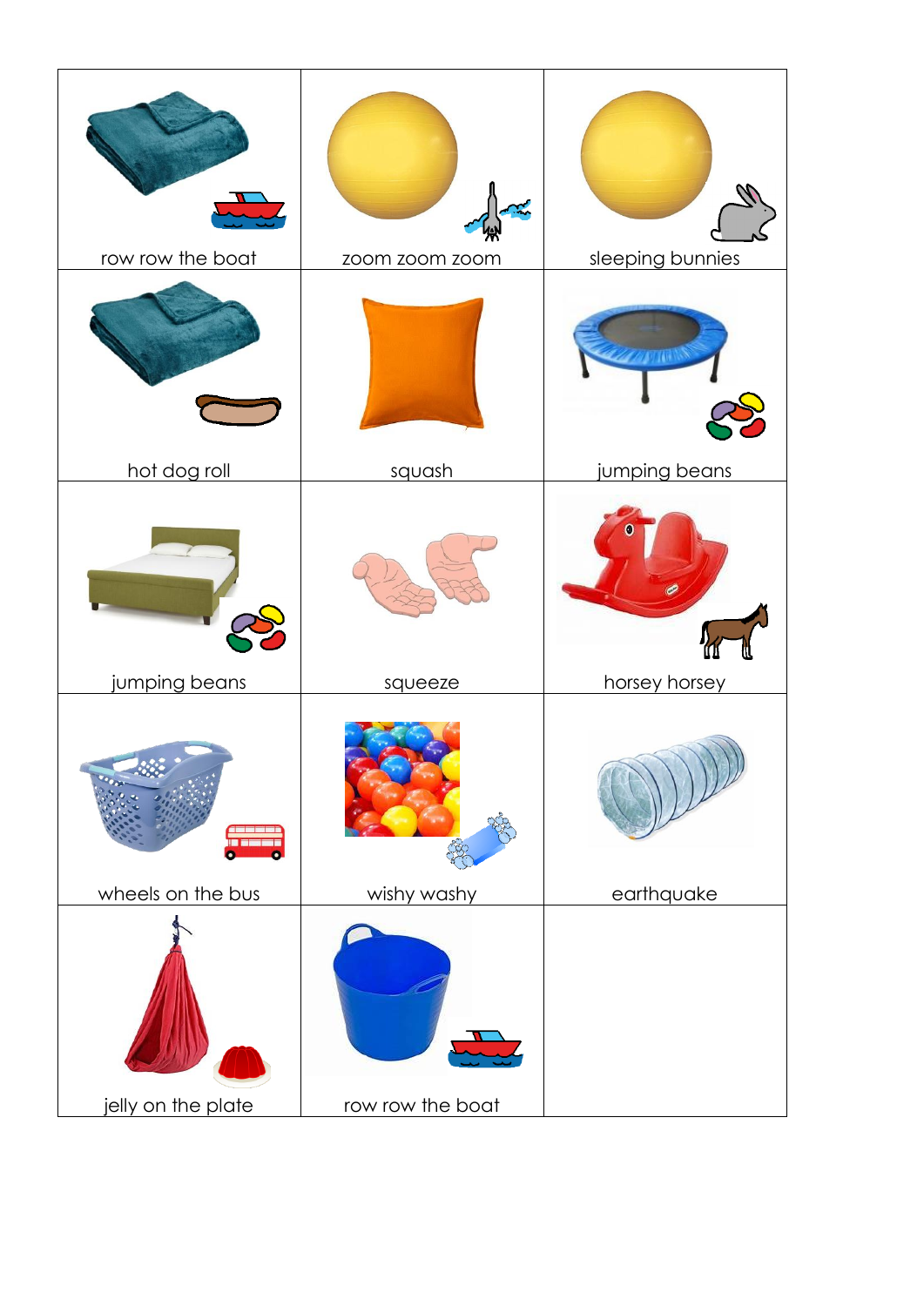| | | |
|---|---|---|
| row row the boat | zoom zoom zoom | sleeping bunnies |
| hot dog roll | squash | jumping beans |
| jumping beans | squeeze | horsey horsey |
| wheels on the bus | wishy washy | earthquake |
| jelly on the plate | row row the boat | |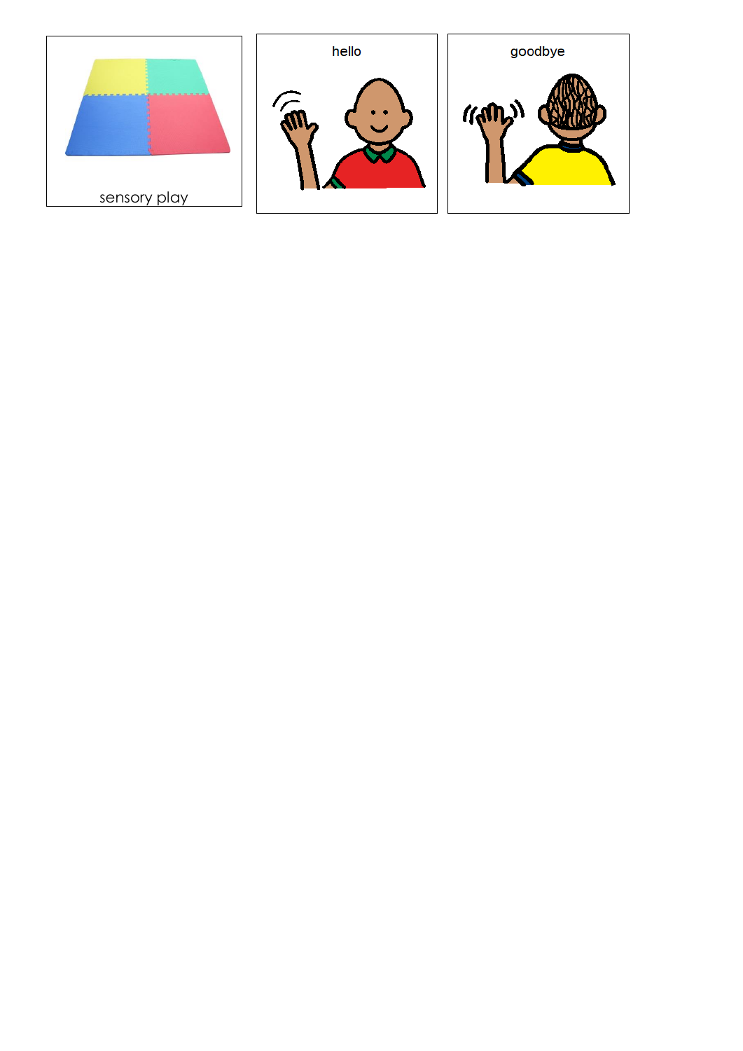sensory play

hello

goodbye